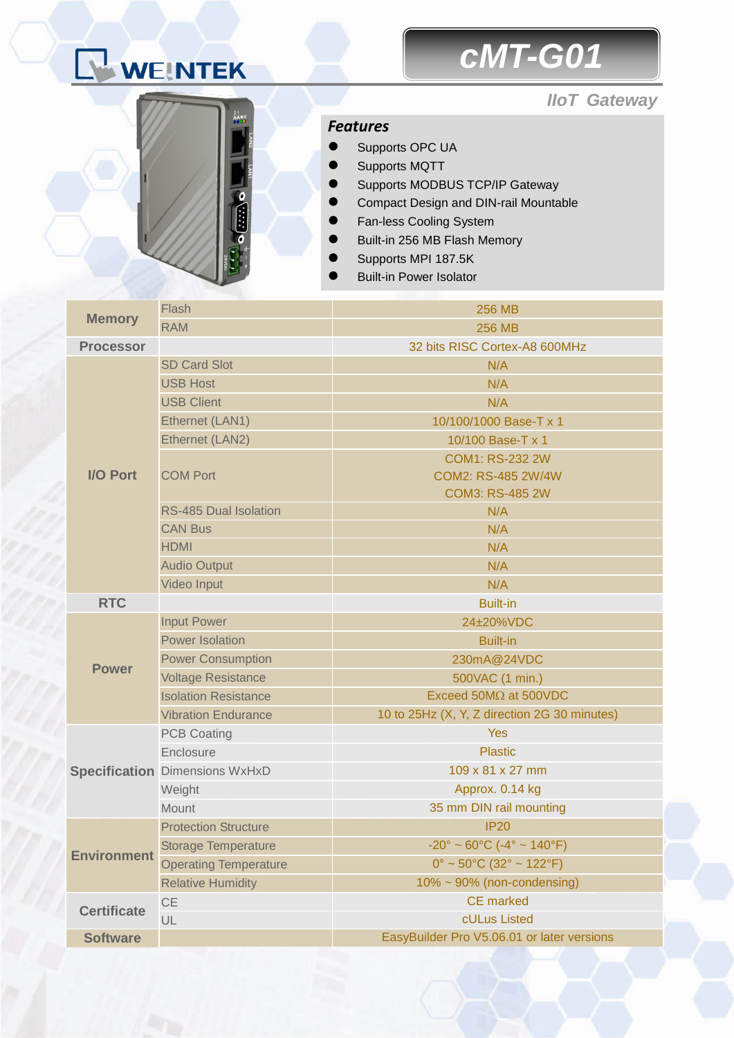# WEINTEK

# cMT-G01

### IIoT Gateway

## Features

- Supports OPC UA
- Supports MQTT
- Supports MODBUS TCP/IP Gateway
- Compact Design and DIN-rail Mountable
- Fan-less Cooling System
- Built-in 256 MB Flash Memory
- Supports MPI 187.5K
- Built-in Power Isolator

| | | |
|---|---|---|
| **Memory** | Flash | 256 MB |
| | RAM | 256 MB |
| **Processor** | | 32 bits RISC Cortex-A8 600MHz |
| **I/O Port** | SD Card Slot | N/A |
| | USB Host | N/A |
| | USB Client | N/A |
| | Ethernet (LAN1) | 10/100/1000 Base-T x 1 |
| | Ethernet (LAN2) | 10/100 Base-T x 1 |
| | COM Port | COM1: RS-232 2W<br>COM2: RS-485 2W/4W<br>COM3: RS-485 2W |
| | RS-485 Dual Isolation | N/A |
| | CAN Bus | N/A |
| | HDMI | N/A |
| | Audio Output | N/A |
| | Video Input | N/A |
| **RTC** | | Built-in |
| **Power** | Input Power | 24±20%VDC |
| | Power Isolation | Built-in |
| | Power Consumption | 230mA@24VDC |
| | Voltage Resistance | 500VAC (1 min.) |
| | Isolation Resistance | Exceed 50MΩ at 500VDC |
| | Vibration Endurance | 10 to 25Hz (X, Y, Z direction 2G 30 minutes) |
| **Specification** | PCB Coating | Yes |
| | Enclosure | Plastic |
| | Dimensions WxHxD | 109 x 81 x 27 mm |
| | Weight | Approx. 0.14 kg |
| | Mount | 35 mm DIN rail mounting |
| **Environment** | Protection Structure | IP20 |
| | Storage Temperature | -20° ~ 60°C (-4° ~ 140°F) |
| | Operating Temperature | 0° ~ 50°C (32° ~ 122°F) |
| | Relative Humidity | 10% ~ 90% (non-condensing) |
| **Certificate** | CE | CE marked |
| | UL | cULus Listed |
| **Software** | | EasyBuilder Pro V5.06.01 or later versions |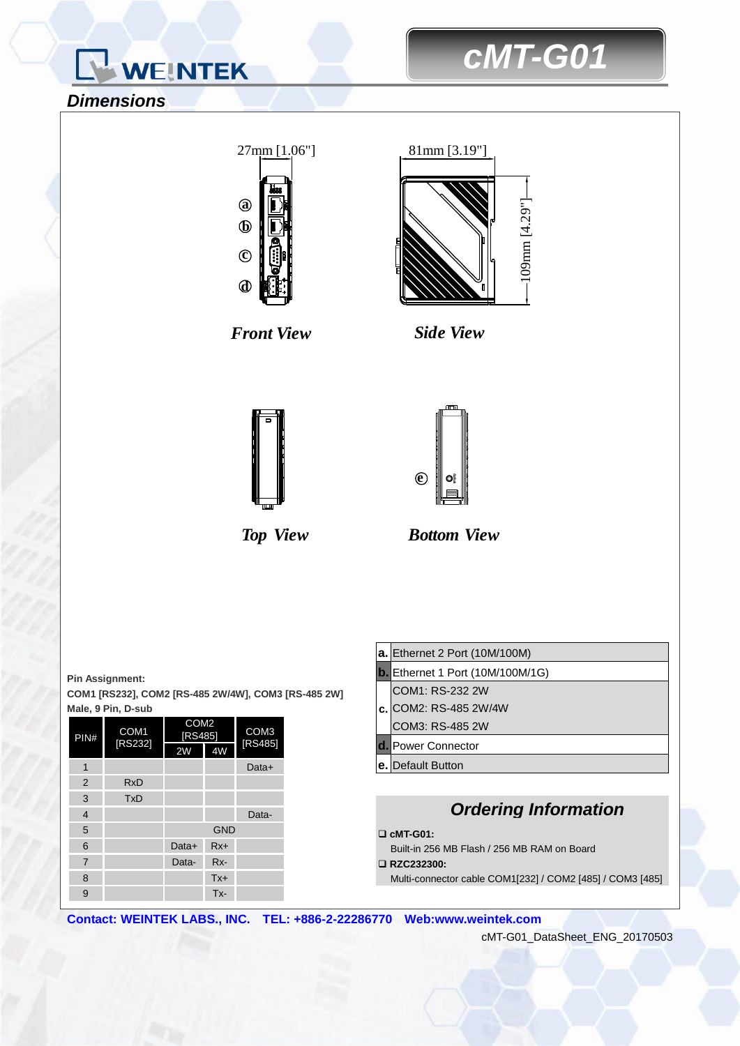# cMT-G01

## Dimensions

27mm [1.06"]

81mm [3.19"]

109mm [4.29"]

ⓐ ⓑ ⓒ ⓓ

*Front View*

*Side View*

*Top View*

ⓔ

*Bottom View*

**Pin Assignment:**
**COM1 [RS232], COM2 [RS-485 2W/4W], COM3 [RS-485 2W]**
**Male, 9 Pin, D-sub**

| PIN# | COM1 [RS232] | COM2 [RS485] | | COM3 [RS485] |
|---|---|---|---|---|
| | | 2W | 4W | |
| 1 | | | | Data+ |
| 2 | RxD | | | |
| 3 | TxD | | | |
| 4 | | | | Data- |
| 5 | | GND | | |
| 6 | | Data+ | Rx+ | |
| 7 | | Data- | Rx- | |
| 8 | | | Tx+ | |
| 9 | | | Tx- | |

| | |
|---|---|
| **a.** | Ethernet 2 Port (10M/100M) |
| **b.** | Ethernet 1 Port (10M/100M/1G) |
| **c.** | COM1: RS-232 2W<br>COM2: RS-485 2W/4W<br>COM3: RS-485 2W |
| **d.** | Power Connector |
| **e.** | Default Button |

## Ordering Information

❑ **cMT-G01:**
Built-in 256 MB Flash / 256 MB RAM on Board

❑ **RZC232300:**
Multi-connector cable COM1[232] / COM2 [485] / COM3 [485]

**Contact: WEINTEK LABS., INC. TEL: +886-2-22286770 Web:www.weintek.com**

cMT-G01_DataSheet_ENG_20170503